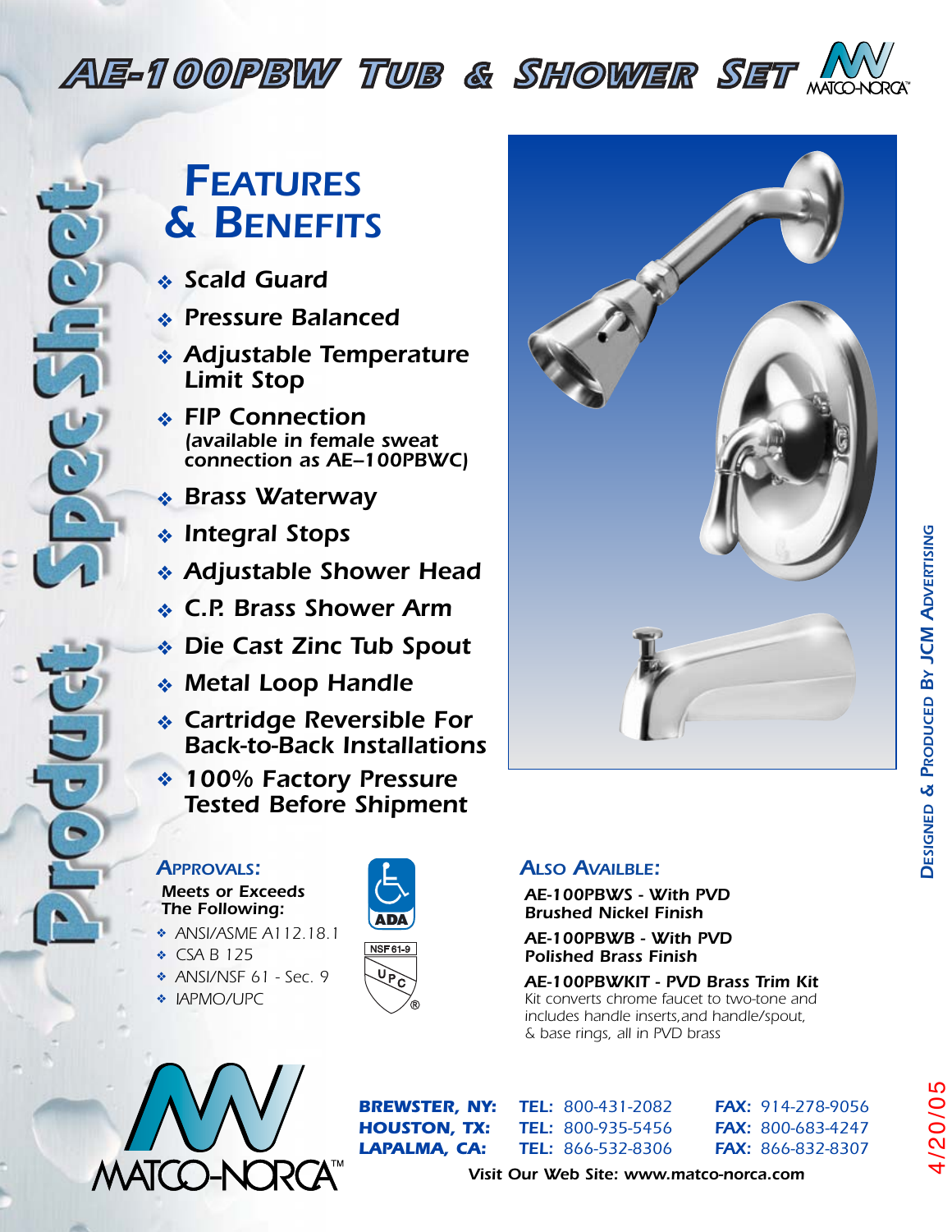# AE-100PBW Tub & Shower Set

MATCO-NORCA

Product Spec Sheet

## Features & Benefits

- Scald Guard
- Pressure Balanced
- Adjustable Temperature Limit Stop
- FIP Connection *(available in female sweat connection as AE–100PBWC)*
- Brass Waterway
- Integral Stops
- Adjustable Shower Head
- C.P. Brass Shower Arm
- Die Cast Zinc Tub Spout
- Metal Loop Handle
- Cartridge Reversible For Back-to-Back Installations
- 100% Factory Pressure Tested Before Shipment

### Approvals:

**Meets or Exceeds The Following:**

- ANSI/ASME A112.18.1
- CSA B 125
- ANSI/NSF 61 - Sec. 9
- IAPMO/UPC

ADA

NSF 61-9

UPC

### Also Availble:

**AE-100PBWS - With PVD Brushed Nickel Finish**

**AE-100PBWB - With PVD Polished Brass Finish**

**AE-100PBWKIT - PVD Brass Trim Kit**
Kit converts chrome faucet to two-tone and includes handle inserts,and handle/spout, & base rings, all in PVD brass

MATCO-NORCA™

| | | |
|---|---|---|
| **BREWSTER, NY:** | **TEL:** 800-431-2082 | **FAX:** 914-278-9056 |
| **HOUSTON, TX:** | **TEL:** 800-935-5456 | **FAX:** 800-683-4247 |
| **LAPALMA, CA:** | **TEL:** 866-532-8306 | **FAX:** 866-832-8307 |

Visit Our Web Site: www.matco-norca.com

Designed & Produced By JCM Advertising

4/20/05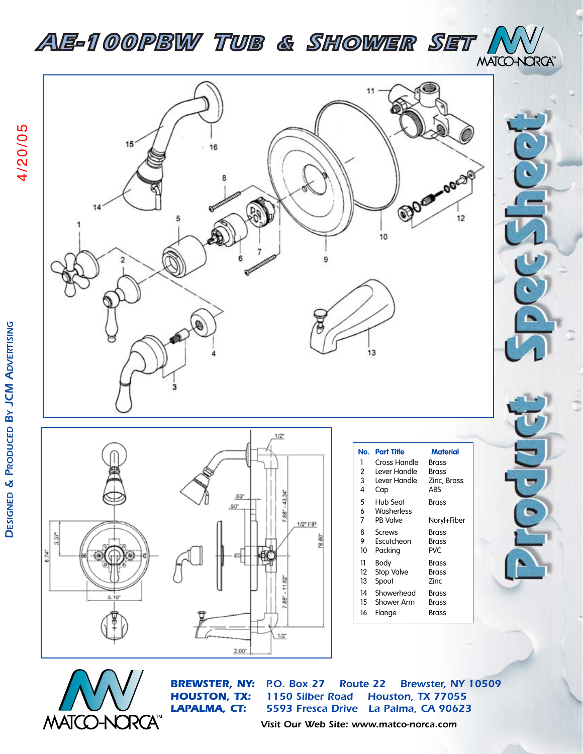# AE-100PBW Tub & Shower Set

MATCO-NORCA™

4/20/05

Product Spec Sheet

Designed & Produced By JCM Advertising

1
2
3
4
5
6
7
8
9
10
11
12
13
14
15
16

1/2"
.63"
.50"
7.88" - 43.34"
1/2" FIP
78.80"
6.74"
3.37"
5.10"
7.88" - 11.82"
1/2"
2.00"

| No. | Part Title | Material |
|---|---|---|
| 1 | Cross Handle | Brass |
| 2 | Lever Handle | Brass |
| 3 | Lever Handle | Zinc, Brass |
| 4 | Cap | ABS |
| 5 | Hub Seat | Brass |
| 6 | Washerless | |
| 7 | PB Valve | Noryl+Fiber |
| 8 | Screws | Brass |
| 9 | Escutcheon | Brass |
| 10 | Packing | PVC |
| 11 | Body | Brass |
| 12 | Stop Valve | Brass |
| 13 | Spout | Zinc |
| 14 | Showerhead | Brass |
| 15 | Shower Arm | Brass |
| 16 | Flange | Brass |

MATCO-NORCA™

**BREWSTER, NY:** P.O. Box 27 Route 22 Brewster, NY 10509
**HOUSTON, TX:** 1150 Silber Road Houston, TX 77055
**LAPALMA, CT:** 5593 Fresca Drive La Palma, CA 90623

Visit Our Web Site: www.matco-norca.com